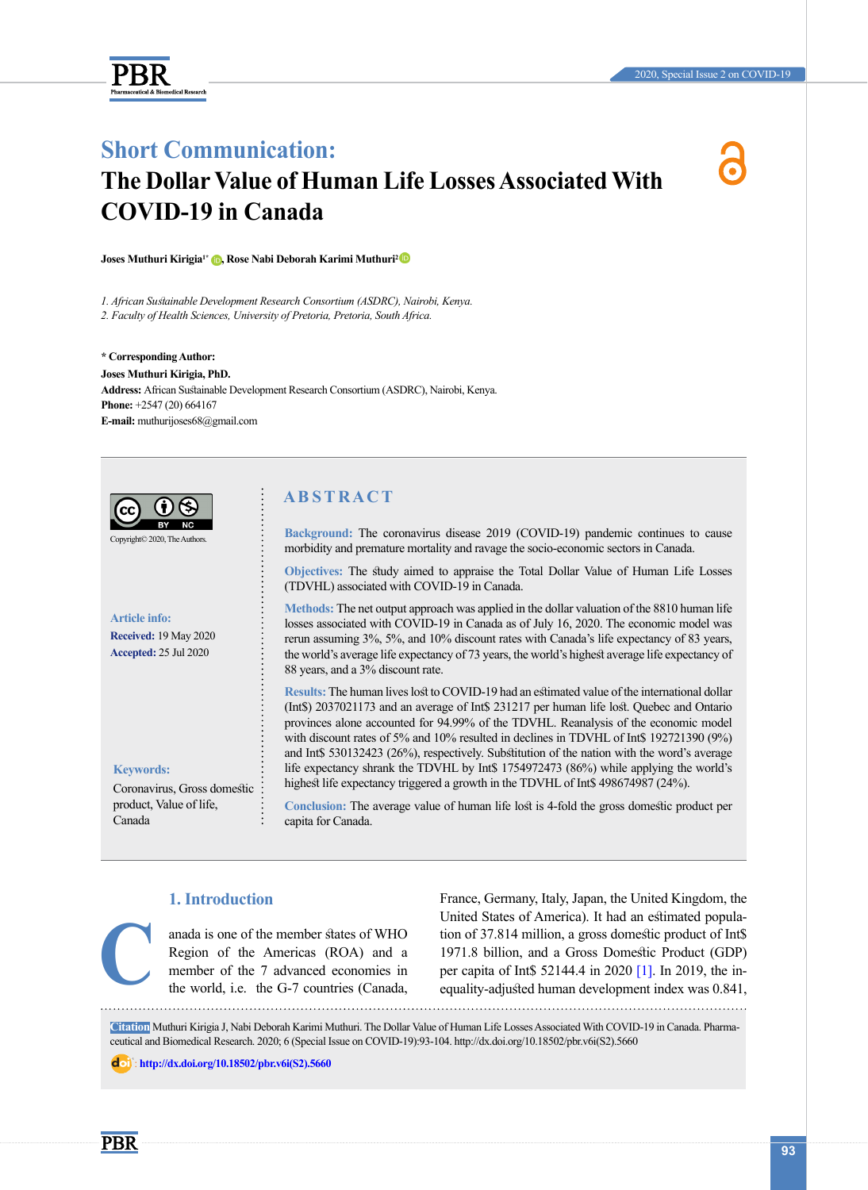**Short Communication:**

# The Dollar Value of Human Life Losses Associated With COVID-19 in Canada

**Joses Muthuri Kirigia[1*], Rose Nabi Deborah Karimi Muthuri[2]**

*1. African Sustainable Development Research Consortium (ASDRC), Nairobi, Kenya.*
*2. Faculty of Health Sciences, University of Pretoria, Pretoria, South Africa.*

**\* Corresponding Author:**
**Joses Muthuri Kirigia, PhD.**
**Address:** African Sustainable Development Research Consortium (ASDRC), Nairobi, Kenya.
**Phone:** +2547 (20) 664167
**E-mail:** muthurijoses68@gmail.com

Copyright© 2020, The Authors.

**Article info:**
**Received:** 19 May 2020
**Accepted:** 25 Jul 2020

**Keywords:**
Coronavirus, Gross domestic product, Value of life, Canada

## ABSTRACT

**Background:** The coronavirus disease 2019 (COVID-19) pandemic continues to cause morbidity and premature mortality and ravage the socio-economic sectors in Canada.

**Objectives:** The study aimed to appraise the Total Dollar Value of Human Life Losses (TDVHL) associated with COVID-19 in Canada.

**Methods:** The net output approach was applied in the dollar valuation of the 8810 human life losses associated with COVID-19 in Canada as of July 16, 2020. The economic model was rerun assuming 3%, 5%, and 10% discount rates with Canada's life expectancy of 83 years, the world's average life expectancy of 73 years, the world's highest average life expectancy of 88 years, and a 3% discount rate.

**Results:** The human lives lost to COVID-19 had an estimated value of the international dollar (Int$) 2037021173 and an average of Int$ 231217 per human life lost. Quebec and Ontario provinces alone accounted for 94.99% of the TDVHL. Reanalysis of the economic model with discount rates of 5% and 10% resulted in declines in TDVHL of Int$ 192721390 (9%) and Int$ 530132423 (26%), respectively. Substitution of the nation with the word's average life expectancy shrank the TDVHL by Int$ 1754972473 (86%) while applying the world's highest life expectancy triggered a growth in the TDVHL of Int$ 498674987 (24%).

**Conclusion:** The average value of human life lost is 4-fold the gross domestic product per capita for Canada.

## 1. Introduction

Canada is one of the member states of WHO Region of the Americas (ROA) and a member of the 7 advanced economies in the world, i.e. the G-7 countries (Canada, France, Germany, Italy, Japan, the United Kingdom, the United States of America). It had an estimated population of 37.814 million, a gross domestic product of Int$ 1971.8 billion, and a Gross Domestic Product (GDP) per capita of Int$ 52144.4 in 2020 [1]. In 2019, the inequality-adjusted human development index was 0.841,

**Citation** Muthuri Kirigia J, Nabi Deborah Karimi Muthuri. The Dollar Value of Human Life Losses Associated With COVID-19 in Canada. Pharmaceutical and Biomedical Research. 2020; 6 (Special Issue on COVID-19):93-104. http://dx.doi.org/10.18502/pbr.v6i(S2).5660

http://dx.doi.org/10.18502/pbr.v6i(S2).5660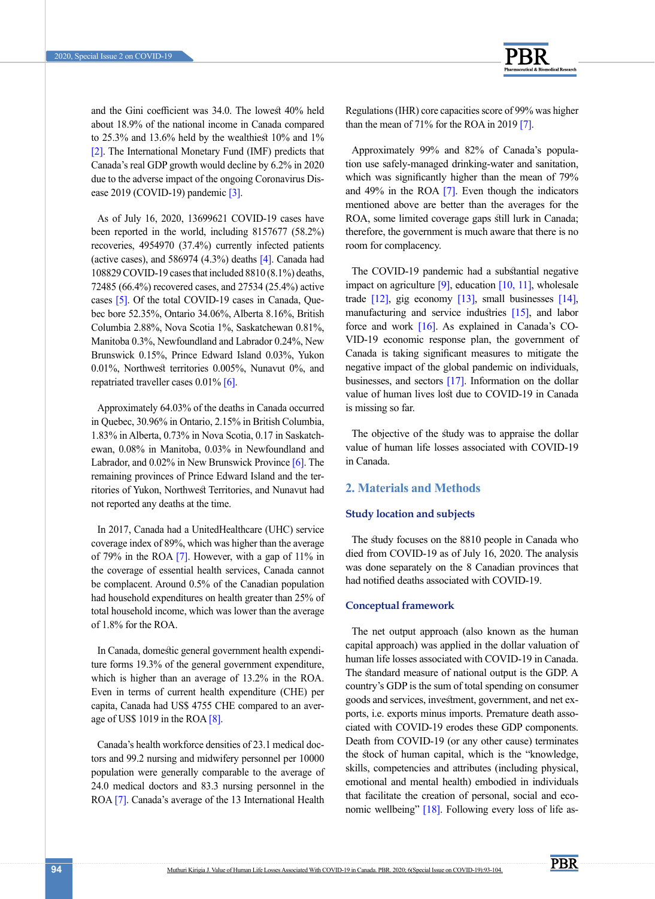and the Gini coefficient was 34.0. The lowest 40% held about 18.9% of the national income in Canada compared to 25.3% and 13.6% held by the wealthiest 10% and 1% [2]. The International Monetary Fund (IMF) predicts that Canada's real GDP growth would decline by 6.2% in 2020 due to the adverse impact of the ongoing Coronavirus Disease 2019 (COVID-19) pandemic [3].

As of July 16, 2020, 13699621 COVID-19 cases have been reported in the world, including 8157677 (58.2%) recoveries, 4954970 (37.4%) currently infected patients (active cases), and 586974 (4.3%) deaths [4]. Canada had 108829 COVID-19 cases that included 8810 (8.1%) deaths, 72485 (66.4%) recovered cases, and 27534 (25.4%) active cases [5]. Of the total COVID-19 cases in Canada, Quebec bore 52.35%, Ontario 34.06%, Alberta 8.16%, British Columbia 2.88%, Nova Scotia 1%, Saskatchewan 0.81%, Manitoba 0.3%, Newfoundland and Labrador 0.24%, New Brunswick 0.15%, Prince Edward Island 0.03%, Yukon 0.01%, Northwest territories 0.005%, Nunavut 0%, and repatriated traveller cases 0.01% [6].

Approximately 64.03% of the deaths in Canada occurred in Quebec, 30.96% in Ontario, 2.15% in British Columbia, 1.83% in Alberta, 0.73% in Nova Scotia, 0.17 in Saskatchewan, 0.08% in Manitoba, 0.03% in Newfoundland and Labrador, and 0.02% in New Brunswick Province [6]. The remaining provinces of Prince Edward Island and the territories of Yukon, Northwest Territories, and Nunavut had not reported any deaths at the time.

In 2017, Canada had a UnitedHealthcare (UHC) service coverage index of 89%, which was higher than the average of 79% in the ROA [7]. However, with a gap of 11% in the coverage of essential health services, Canada cannot be complacent. Around 0.5% of the Canadian population had household expenditures on health greater than 25% of total household income, which was lower than the average of 1.8% for the ROA.

In Canada, domestic general government health expenditure forms 19.3% of the general government expenditure, which is higher than an average of 13.2% in the ROA. Even in terms of current health expenditure (CHE) per capita, Canada had US$ 4755 CHE compared to an average of US$ 1019 in the ROA [8].

Canada's health workforce densities of 23.1 medical doctors and 99.2 nursing and midwifery personnel per 10000 population were generally comparable to the average of 24.0 medical doctors and 83.3 nursing personnel in the ROA [7]. Canada's average of the 13 International Health Regulations (IHR) core capacities score of 99% was higher than the mean of 71% for the ROA in 2019 [7].

Approximately 99% and 82% of Canada's population use safely-managed drinking-water and sanitation, which was significantly higher than the mean of 79% and 49% in the ROA [7]. Even though the indicators mentioned above are better than the averages for the ROA, some limited coverage gaps still lurk in Canada; therefore, the government is much aware that there is no room for complacency.

The COVID-19 pandemic had a substantial negative impact on agriculture [9], education [10, 11], wholesale trade [12], gig economy [13], small businesses [14], manufacturing and service industries [15], and labor force and work [16]. As explained in Canada's COVID-19 economic response plan, the government of Canada is taking significant measures to mitigate the negative impact of the global pandemic on individuals, businesses, and sectors [17]. Information on the dollar value of human lives lost due to COVID-19 in Canada is missing so far.

The objective of the study was to appraise the dollar value of human life losses associated with COVID-19 in Canada.

## 2. Materials and Methods

### Study location and subjects

The study focuses on the 8810 people in Canada who died from COVID-19 as of July 16, 2020. The analysis was done separately on the 8 Canadian provinces that had notified deaths associated with COVID-19.

### Conceptual framework

The net output approach (also known as the human capital approach) was applied in the dollar valuation of human life losses associated with COVID-19 in Canada. The standard measure of national output is the GDP. A country's GDP is the sum of total spending on consumer goods and services, investment, government, and net exports, i.e. exports minus imports. Premature death associated with COVID-19 erodes these GDP components. Death from COVID-19 (or any other cause) terminates the stock of human capital, which is the "knowledge, skills, competencies and attributes (including physical, emotional and mental health) embodied in individuals that facilitate the creation of personal, social and economic wellbeing" [18]. Following every loss of life as-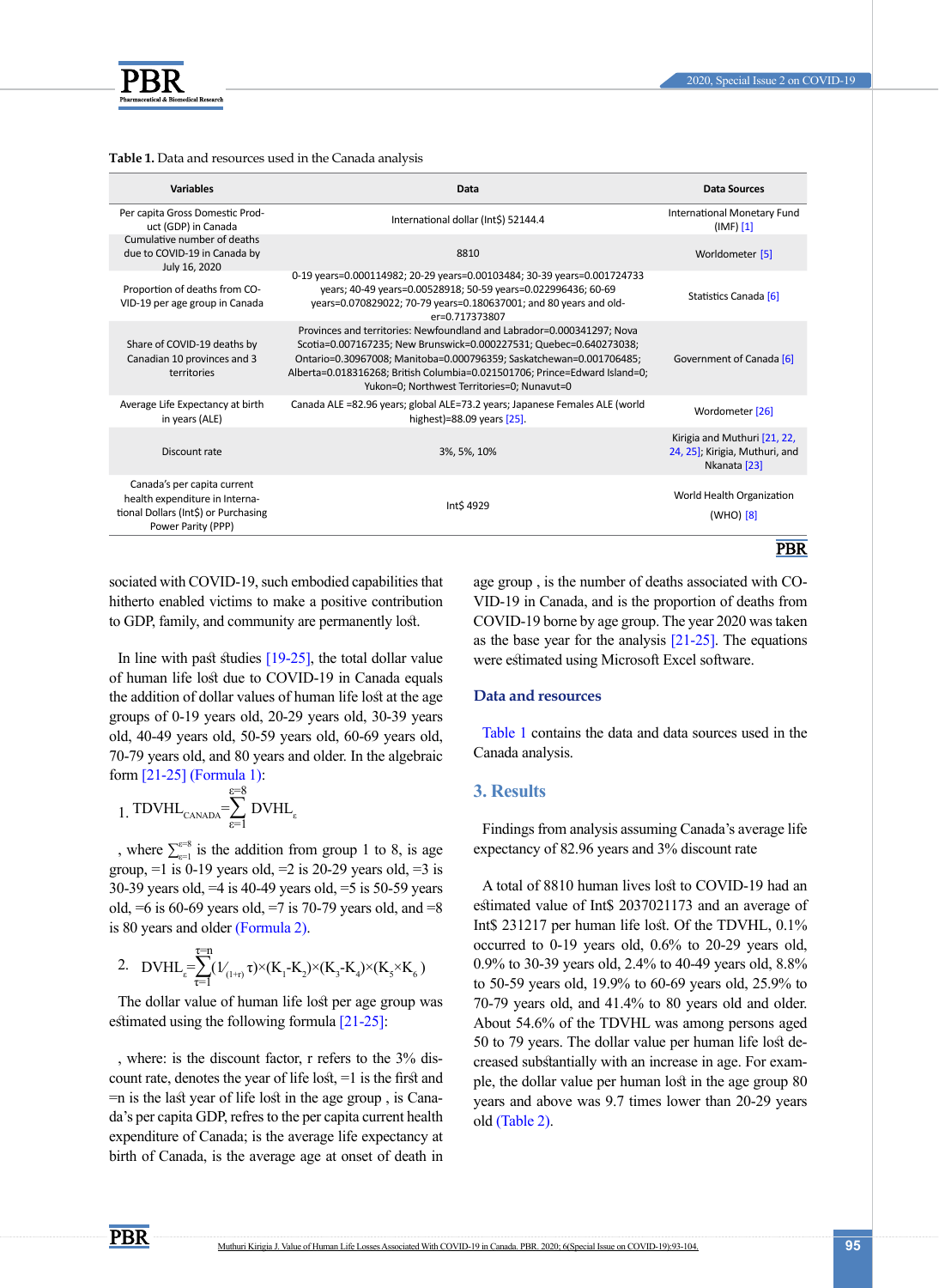**Table 1.** Data and resources used in the Canada analysis

| Variables | Data | Data Sources |
|---|---|---|
| Per capita Gross Domestic Product (GDP) in Canada | International dollar (Int$) 52144.4 | International Monetary Fund (IMF) [1] |
| Cumulative number of deaths due to COVID-19 in Canada by July 16, 2020 | 8810 | Worldometer [5] |
| Proportion of deaths from COVID-19 per age group in Canada | 0-19 years=0.000114982; 20-29 years=0.00103484; 30-39 years=0.001724733 years; 40-49 years=0.00528918; 50-59 years=0.022996436; 60-69 years=0.070829022; 70-79 years=0.180637001; and 80 years and older=0.717373807 | Statistics Canada [6] |
| Share of COVID-19 deaths by Canadian 10 provinces and 3 territories | Provinces and territories: Newfoundland and Labrador=0.000341297; Nova Scotia=0.007167235; New Brunswick=0.000227531; Quebec=0.640273038; Ontario=0.30967008; Manitoba=0.000796359; Saskatchewan=0.001706485; Alberta=0.018316268; British Columbia=0.021501706; Prince=Edward Island=0; Yukon=0; Northwest Territories=0; Nunavut=0 | Government of Canada [6] |
| Average Life Expectancy at birth in years (ALE) | Canada ALE =82.96 years; global ALE=73.2 years; Japanese Females ALE (world highest)=88.09 years [25]. | Wordometer [26] |
| Discount rate | 3%, 5%, 10% | Kirigia and Muthuri [21, 22, 24, 25]; Kirigia, Muthuri, and Nkanata [23] |
| Canada's per capita current health expenditure in International Dollars (Int$) or Purchasing Power Parity (PPP) | Int$ 4929 | World Health Organization (WHO) [8] |

sociated with COVID-19, such embodied capabilities that hitherto enabled victims to make a positive contribution to GDP, family, and community are permanently lost.

In line with past studies [19-25], the total dollar value of human life lost due to COVID-19 in Canada equals the addition of dollar values of human life lost at the age groups of 0-19 years old, 20-29 years old, 30-39 years old, 40-49 years old, 50-59 years old, 60-69 years old, 70-79 years old, and 80 years and older. In the algebraic form [21-25] (Formula 1):

$$1.\ TDVHL_{CANADA}=\sum_{\varepsilon=1}^{\varepsilon=8} DVHL_{\varepsilon}$$

, where $\sum_{\varepsilon=1}^{\varepsilon=8}$ is the addition from group 1 to 8, is age group, =1 is 0-19 years old, =2 is 20-29 years old, =3 is 30-39 years old, =4 is 40-49 years old, =5 is 50-59 years old, =6 is 60-69 years old, =7 is 70-79 years old, and =8 is 80 years and older (Formula 2).

$$2.\ DVHL_{\varepsilon}=\sum_{\tau=1}^{\tau=n}(1/_{(1+r)}\tau)\times(K_1-K_2)\times(K_3-K_4)\times(K_5\times K_6)$$

The dollar value of human life lost per age group was estimated using the following formula [21-25]:

, where: is the discount factor, r refers to the 3% discount rate, denotes the year of life lost, =1 is the first and =n is the last year of life lost in the age group , is Canada's per capita GDP, refres to the per capita current health expenditure of Canada; is the average life expectancy at birth of Canada, is the average age at onset of death in age group , is the number of deaths associated with COVID-19 in Canada, and is the proportion of deaths from COVID-19 borne by age group. The year 2020 was taken as the base year for the analysis [21-25]. The equations were estimated using Microsoft Excel software.

### Data and resources

Table 1 contains the data and data sources used in the Canada analysis.

## 3. Results

Findings from analysis assuming Canada's average life expectancy of 82.96 years and 3% discount rate

A total of 8810 human lives lost to COVID-19 had an estimated value of Int$ 2037021173 and an average of Int$ 231217 per human life lost. Of the TDVHL, 0.1% occurred to 0-19 years old, 0.6% to 20-29 years old, 0.9% to 30-39 years old, 2.4% to 40-49 years old, 8.8% to 50-59 years old, 19.9% to 60-69 years old, 25.9% to 70-79 years old, and 41.4% to 80 years old and older. About 54.6% of the TDVHL was among persons aged 50 to 79 years. The dollar value per human life lost decreased substantially with an increase in age. For example, the dollar value per human lost in the age group 80 years and above was 9.7 times lower than 20-29 years old (Table 2).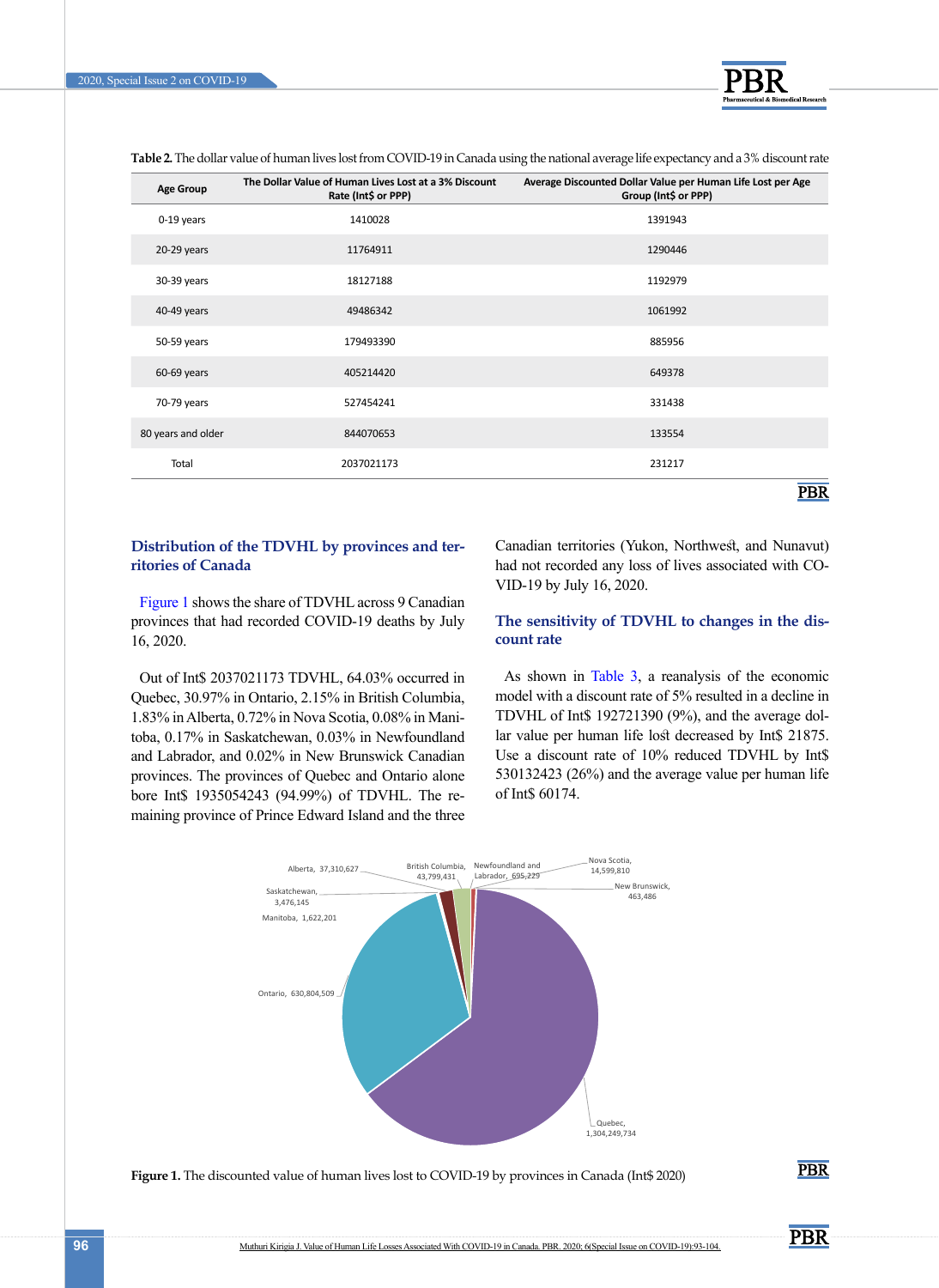**Table 2.** The dollar value of human lives lost from COVID-19 in Canada using the national average life expectancy and a 3% discount rate

| Age Group | The Dollar Value of Human Lives Lost at a 3% Discount Rate (Int$ or PPP) | Average Discounted Dollar Value per Human Life Lost per Age Group (Int$ or PPP) |
|---|---|---|
| 0-19 years | 1410028 | 1391943 |
| 20-29 years | 11764911 | 1290446 |
| 30-39 years | 18127188 | 1192979 |
| 40-49 years | 49486342 | 1061992 |
| 50-59 years | 179493390 | 885956 |
| 60-69 years | 405214420 | 649378 |
| 70-79 years | 527454241 | 331438 |
| 80 years and older | 844070653 | 133554 |
| Total | 2037021173 | 231217 |

### Distribution of the TDVHL by provinces and territories of Canada

Figure 1 shows the share of TDVHL across 9 Canadian provinces that had recorded COVID-19 deaths by July 16, 2020.

Out of Int$ 2037021173 TDVHL, 64.03% occurred in Quebec, 30.97% in Ontario, 2.15% in British Columbia, 1.83% in Alberta, 0.72% in Nova Scotia, 0.08% in Manitoba, 0.17% in Saskatchewan, 0.03% in Newfoundland and Labrador, and 0.02% in New Brunswick Canadian provinces. The provinces of Quebec and Ontario alone bore Int$ 1935054243 (94.99%) of TDVHL. The remaining province of Prince Edward Island and the three Canadian territories (Yukon, Northwest, and Nunavut) had not recorded any loss of lives associated with COVID-19 by July 16, 2020.

### The sensitivity of TDVHL to changes in the discount rate

As shown in Table 3, a reanalysis of the economic model with a discount rate of 5% resulted in a decline in TDVHL of Int$ 192721390 (9%), and the average dollar value per human life lost decreased by Int$ 21875. Use a discount rate of 10% reduced TDVHL by Int$ 530132423 (26%) and the average value per human life of Int$ 60174.

**Figure 1.** The discounted value of human lives lost to COVID-19 by provinces in Canada (Int$ 2020)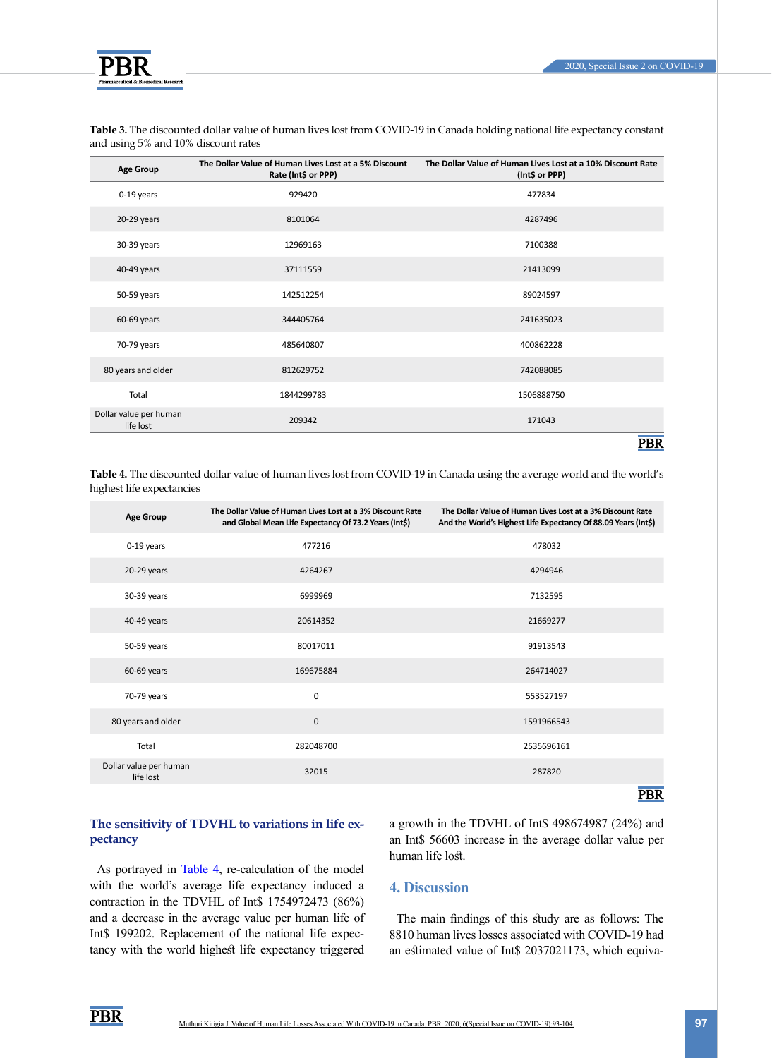**Table 3.** The discounted dollar value of human lives lost from COVID-19 in Canada holding national life expectancy constant and using 5% and 10% discount rates

| Age Group | The Dollar Value of Human Lives Lost at a 5% Discount Rate (Int$ or PPP) | The Dollar Value of Human Lives Lost at a 10% Discount Rate (Int$ or PPP) |
|---|---|---|
| 0-19 years | 929420 | 477834 |
| 20-29 years | 8101064 | 4287496 |
| 30-39 years | 12969163 | 7100388 |
| 40-49 years | 37111559 | 21413099 |
| 50-59 years | 142512254 | 89024597 |
| 60-69 years | 344405764 | 241635023 |
| 70-79 years | 485640807 | 400862228 |
| 80 years and older | 812629752 | 742088085 |
| Total | 1844299783 | 1506888750 |
| Dollar value per human life lost | 209342 | 171043 |

**Table 4.** The discounted dollar value of human lives lost from COVID-19 in Canada using the average world and the world's highest life expectancies

| Age Group | The Dollar Value of Human Lives Lost at a 3% Discount Rate and Global Mean Life Expectancy Of 73.2 Years (Int$) | The Dollar Value of Human Lives Lost at a 3% Discount Rate And the World's Highest Life Expectancy Of 88.09 Years (Int$) |
|---|---|---|
| 0-19 years | 477216 | 478032 |
| 20-29 years | 4264267 | 4294946 |
| 30-39 years | 6999969 | 7132595 |
| 40-49 years | 20614352 | 21669277 |
| 50-59 years | 80017011 | 91913543 |
| 60-69 years | 169675884 | 264714027 |
| 70-79 years | 0 | 553527197 |
| 80 years and older | 0 | 1591966543 |
| Total | 282048700 | 2535696161 |
| Dollar value per human life lost | 32015 | 287820 |

### The sensitivity of TDVHL to variations in life expectancy

As portrayed in Table 4, re-calculation of the model with the world's average life expectancy induced a contraction in the TDVHL of Int$ 1754972473 (86%) and a decrease in the average value per human life of Int$ 199202. Replacement of the national life expectancy with the world highest life expectancy triggered a growth in the TDVHL of Int$ 498674987 (24%) and an Int$ 56603 increase in the average dollar value per human life lost.

## 4. Discussion

The main findings of this study are as follows: The 8810 human lives losses associated with COVID-19 had an estimated value of Int$ 2037021173, which equiva-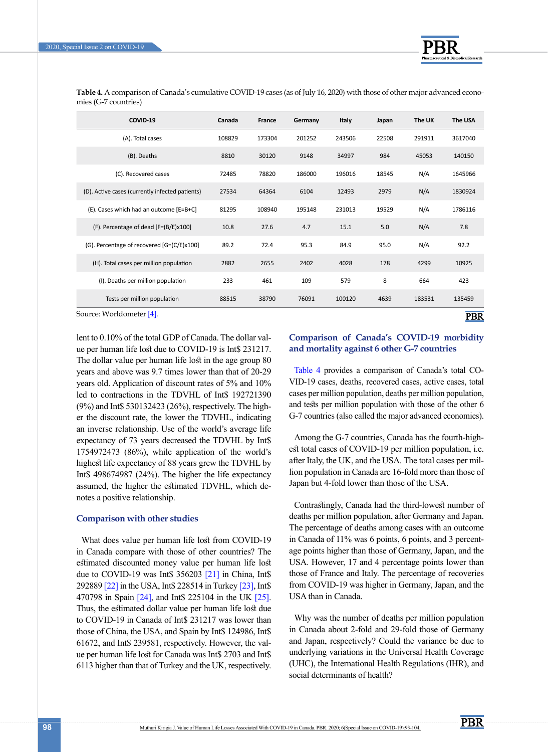**Table 4.** A comparison of Canada's cumulative COVID-19 cases (as of July 16, 2020) with those of other major advanced economies (G-7 countries)

| COVID-19 | Canada | France | Germany | Italy | Japan | The UK | The USA |
|---|---|---|---|---|---|---|---|
| (A). Total cases | 108829 | 173304 | 201252 | 243506 | 22508 | 291911 | 3617040 |
| (B). Deaths | 8810 | 30120 | 9148 | 34997 | 984 | 45053 | 140150 |
| (C). Recovered cases | 72485 | 78820 | 186000 | 196016 | 18545 | N/A | 1645966 |
| (D). Active cases (currently infected patients) | 27534 | 64364 | 6104 | 12493 | 2979 | N/A | 1830924 |
| (E). Cases which had an outcome [E=B+C] | 81295 | 108940 | 195148 | 231013 | 19529 | N/A | 1786116 |
| (F). Percentage of dead [F=(B/E)x100] | 10.8 | 27.6 | 4.7 | 15.1 | 5.0 | N/A | 7.8 |
| (G). Percentage of recovered [G=(C/E)x100] | 89.2 | 72.4 | 95.3 | 84.9 | 95.0 | N/A | 92.2 |
| (H). Total cases per million population | 2882 | 2655 | 2402 | 4028 | 178 | 4299 | 10925 |
| (I). Deaths per million population | 233 | 461 | 109 | 579 | 8 | 664 | 423 |
| Tests per million population | 88515 | 38790 | 76091 | 100120 | 4639 | 183531 | 135459 |

Source: Worldometer [4].

lent to 0.10% of the total GDP of Canada. The dollar value per human life lost due to COVID-19 is Int$ 231217. The dollar value per human life lost in the age group 80 years and above was 9.7 times lower than that of 20-29 years old. Application of discount rates of 5% and 10% led to contractions in the TDVHL of Int$ 192721390 (9%) and Int$ 530132423 (26%), respectively. The higher the discount rate, the lower the TDVHL, indicating an inverse relationship. Use of the world's average life expectancy of 73 years decreased the TDVHL by Int$ 1754972473 (86%), while application of the world's highest life expectancy of 88 years grew the TDVHL by Int$ 498674987 (24%). The higher the life expectancy assumed, the higher the estimated TDVHL, which denotes a positive relationship.

## Comparison with other studies

What does value per human life lost from COVID-19 in Canada compare with those of other countries? The estimated discounted money value per human life lost due to COVID-19 was Int$ 356203 [21] in China, Int$ 292889 [22] in the USA, Int$ 228514 in Turkey [23], Int$ 470798 in Spain [24], and Int$ 225104 in the UK [25]. Thus, the estimated dollar value per human life lost due to COVID-19 in Canada of Int$ 231217 was lower than those of China, the USA, and Spain by Int$ 124986, Int$ 61672, and Int$ 239581, respectively. However, the value per human life lost for Canada was Int$ 2703 and Int$ 6113 higher than that of Turkey and the UK, respectively.

## Comparison of Canada's COVID-19 morbidity and mortality against 6 other G-7 countries

Table 4 provides a comparison of Canada's total COVID-19 cases, deaths, recovered cases, active cases, total cases per million population, deaths per million population, and tests per million population with those of the other 6 G-7 countries (also called the major advanced economies).

Among the G-7 countries, Canada has the fourth-highest total cases of COVID-19 per million population, i.e. after Italy, the UK, and the USA. The total cases per million population in Canada are 16-fold more than those of Japan but 4-fold lower than those of the USA.

Contrastingly, Canada had the third-lowest number of deaths per million population, after Germany and Japan. The percentage of deaths among cases with an outcome in Canada of 11% was 6 points, 6 points, and 3 percentage points higher than those of Germany, Japan, and the USA. However, 17 and 4 percentage points lower than those of France and Italy. The percentage of recoveries from COVID-19 was higher in Germany, Japan, and the USA than in Canada.

Why was the number of deaths per million population in Canada about 2-fold and 29-fold those of Germany and Japan, respectively? Could the variance be due to underlying variations in the Universal Health Coverage (UHC), the International Health Regulations (IHR), and social determinants of health?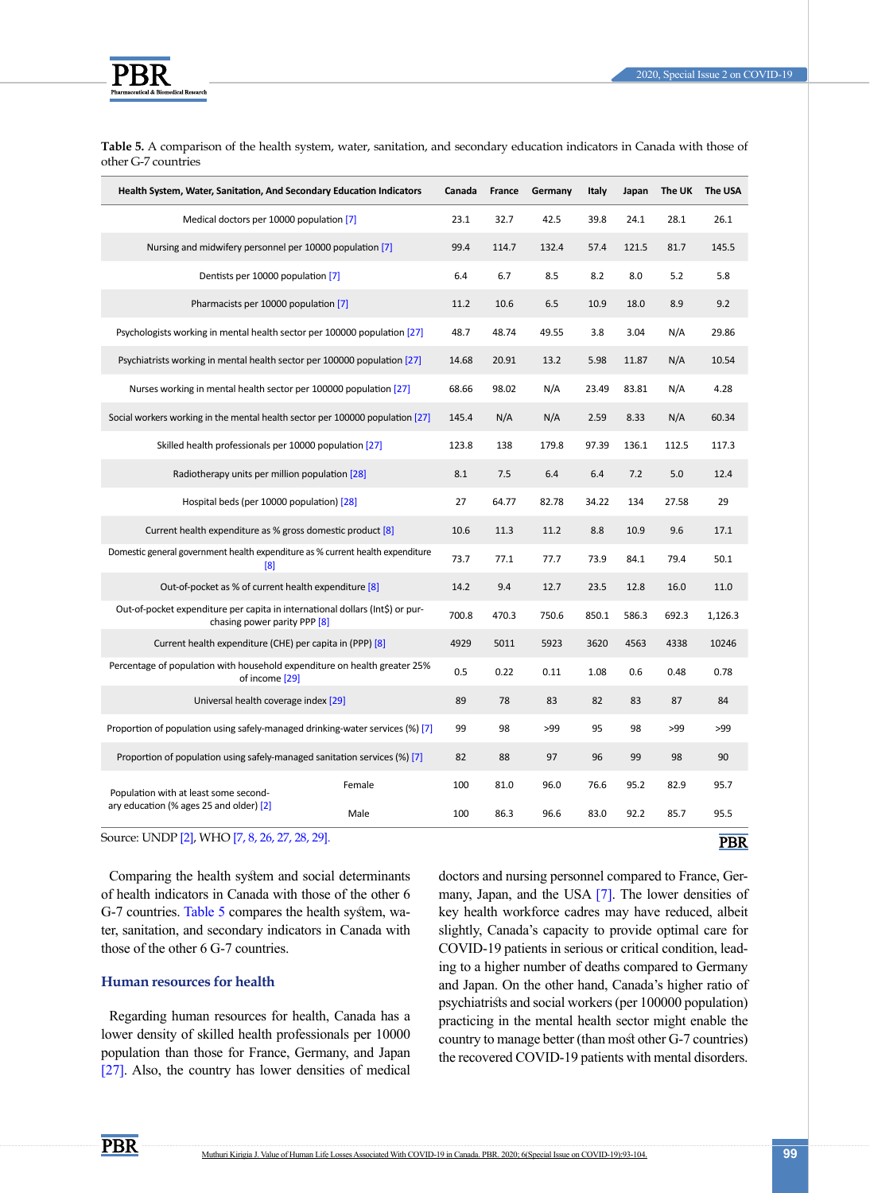**Table 5.** A comparison of the health system, water, sanitation, and secondary education indicators in Canada with those of other G-7 countries

| Health System, Water, Sanitation, And Secondary Education Indicators | | Canada | France | Germany | Italy | Japan | The UK | The USA |
|---|---|---|---|---|---|---|---|---|
| Medical doctors per 10000 population [7] | | 23.1 | 32.7 | 42.5 | 39.8 | 24.1 | 28.1 | 26.1 |
| Nursing and midwifery personnel per 10000 population [7] | | 99.4 | 114.7 | 132.4 | 57.4 | 121.5 | 81.7 | 145.5 |
| Dentists per 10000 population [7] | | 6.4 | 6.7 | 8.5 | 8.2 | 8.0 | 5.2 | 5.8 |
| Pharmacists per 10000 population [7] | | 11.2 | 10.6 | 6.5 | 10.9 | 18.0 | 8.9 | 9.2 |
| Psychologists working in mental health sector per 100000 population [27] | | 48.7 | 48.74 | 49.55 | 3.8 | 3.04 | N/A | 29.86 |
| Psychiatrists working in mental health sector per 100000 population [27] | | 14.68 | 20.91 | 13.2 | 5.98 | 11.87 | N/A | 10.54 |
| Nurses working in mental health sector per 100000 population [27] | | 68.66 | 98.02 | N/A | 23.49 | 83.81 | N/A | 4.28 |
| Social workers working in the mental health sector per 100000 population [27] | | 145.4 | N/A | N/A | 2.59 | 8.33 | N/A | 60.34 |
| Skilled health professionals per 10000 population [27] | | 123.8 | 138 | 179.8 | 97.39 | 136.1 | 112.5 | 117.3 |
| Radiotherapy units per million population [28] | | 8.1 | 7.5 | 6.4 | 6.4 | 7.2 | 5.0 | 12.4 |
| Hospital beds (per 10000 population) [28] | | 27 | 64.77 | 82.78 | 34.22 | 134 | 27.58 | 29 |
| Current health expenditure as % gross domestic product [8] | | 10.6 | 11.3 | 11.2 | 8.8 | 10.9 | 9.6 | 17.1 |
| Domestic general government health expenditure as % current health expenditure [8] | | 73.7 | 77.1 | 77.7 | 73.9 | 84.1 | 79.4 | 50.1 |
| Out-of-pocket as % of current health expenditure [8] | | 14.2 | 9.4 | 12.7 | 23.5 | 12.8 | 16.0 | 11.0 |
| Out-of-pocket expenditure per capita in international dollars (Int$) or purchasing power parity PPP [8] | | 700.8 | 470.3 | 750.6 | 850.1 | 586.3 | 692.3 | 1,126.3 |
| Current health expenditure (CHE) per capita in (PPP) [8] | | 4929 | 5011 | 5923 | 3620 | 4563 | 4338 | 10246 |
| Percentage of population with household expenditure on health greater 25% of income [29] | | 0.5 | 0.22 | 0.11 | 1.08 | 0.6 | 0.48 | 0.78 |
| Universal health coverage index [29] | | 89 | 78 | 83 | 82 | 83 | 87 | 84 |
| Proportion of population using safely-managed drinking-water services (%) [7] | | 99 | 98 | >99 | 95 | 98 | >99 | >99 |
| Proportion of population using safely-managed sanitation services (%) [7] | | 82 | 88 | 97 | 96 | 99 | 98 | 90 |
| Population with at least some secondary education (% ages 25 and older) [2] | Female | 100 | 81.0 | 96.0 | 76.6 | 95.2 | 82.9 | 95.7 |
| | Male | 100 | 86.3 | 96.6 | 83.0 | 92.2 | 85.7 | 95.5 |

Source: UNDP [2], WHO [7, 8, 26, 27, 28, 29].

Comparing the health system and social determinants of health indicators in Canada with those of the other 6 G-7 countries. Table 5 compares the health system, water, sanitation, and secondary indicators in Canada with those of the other 6 G-7 countries.

## Human resources for health

Regarding human resources for health, Canada has a lower density of skilled health professionals per 10000 population than those for France, Germany, and Japan [27]. Also, the country has lower densities of medical doctors and nursing personnel compared to France, Germany, Japan, and the USA [7]. The lower densities of key health workforce cadres may have reduced, albeit slightly, Canada's capacity to provide optimal care for COVID-19 patients in serious or critical condition, leading to a higher number of deaths compared to Germany and Japan. On the other hand, Canada's higher ratio of psychiatrists and social workers (per 100000 population) practicing in the mental health sector might enable the country to manage better (than most other G-7 countries) the recovered COVID-19 patients with mental disorders.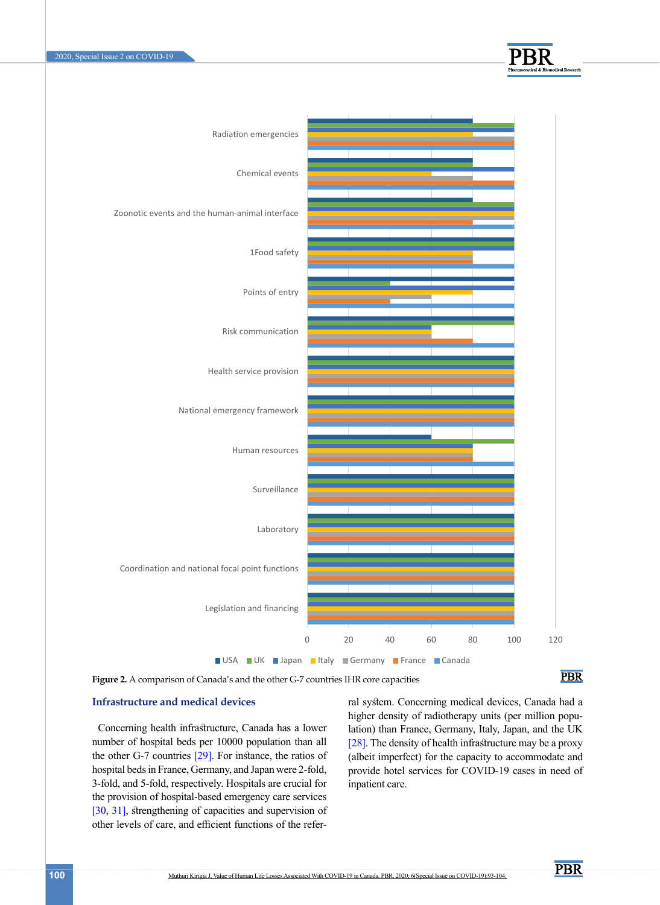Figure 2. A comparison of Canada's and the other G-7 countries IHR core capacities

## Infrastructure and medical devices

Concerning health infrastructure, Canada has a lower number of hospital beds per 10000 population than all the other G-7 countries [29]. For instance, the ratios of hospital beds in France, Germany, and Japan were 2-fold, 3-fold, and 5-fold, respectively. Hospitals are crucial for the provision of hospital-based emergency care services [30, 31], strengthening of capacities and supervision of other levels of care, and efficient functions of the referral system. Concerning medical devices, Canada had a higher density of radiotherapy units (per million population) than France, Germany, Italy, Japan, and the UK [28]. The density of health infrastructure may be a proxy (albeit imperfect) for the capacity to accommodate and provide hotel services for COVID-19 cases in need of inpatient care.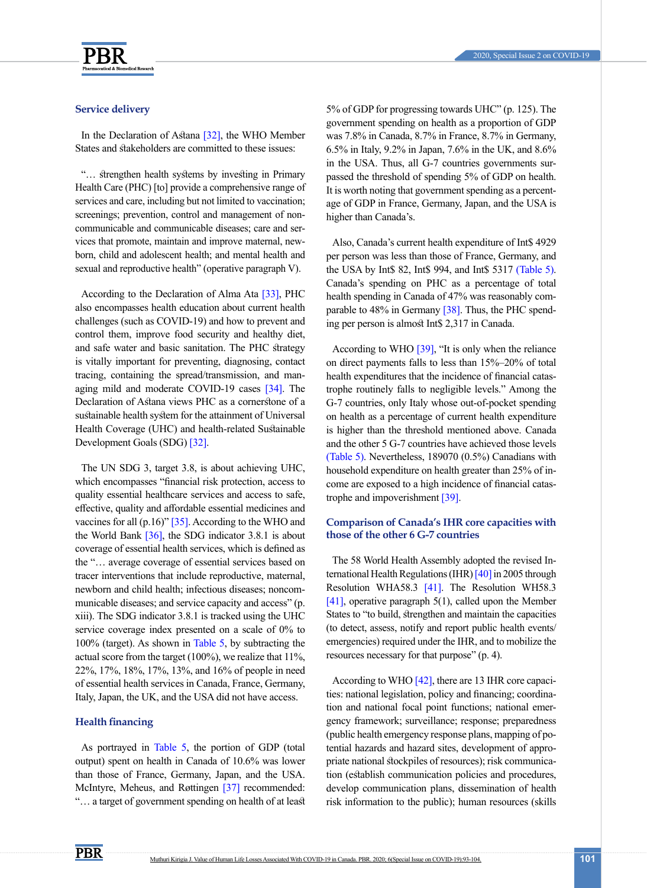### Service delivery

In the Declaration of Astana [32], the WHO Member States and stakeholders are committed to these issues:

"… strengthen health systems by investing in Primary Health Care (PHC) [to] provide a comprehensive range of services and care, including but not limited to vaccination; screenings; prevention, control and management of noncommunicable and communicable diseases; care and services that promote, maintain and improve maternal, newborn, child and adolescent health; and mental health and sexual and reproductive health" (operative paragraph V).

According to the Declaration of Alma Ata [33], PHC also encompasses health education about current health challenges (such as COVID-19) and how to prevent and control them, improve food security and healthy diet, and safe water and basic sanitation. The PHC strategy is vitally important for preventing, diagnosing, contact tracing, containing the spread/transmission, and managing mild and moderate COVID-19 cases [34]. The Declaration of Astana views PHC as a cornerstone of a sustainable health system for the attainment of Universal Health Coverage (UHC) and health-related Sustainable Development Goals (SDG) [32].

The UN SDG 3, target 3.8, is about achieving UHC, which encompasses "financial risk protection, access to quality essential healthcare services and access to safe, effective, quality and affordable essential medicines and vaccines for all (p.16)" [35]. According to the WHO and the World Bank [36], the SDG indicator 3.8.1 is about coverage of essential health services, which is defined as the "… average coverage of essential services based on tracer interventions that include reproductive, maternal, newborn and child health; infectious diseases; noncommunicable diseases; and service capacity and access" (p. xiii). The SDG indicator 3.8.1 is tracked using the UHC service coverage index presented on a scale of 0% to 100% (target). As shown in Table 5, by subtracting the actual score from the target (100%), we realize that 11%, 22%, 17%, 18%, 17%, 13%, and 16% of people in need of essential health services in Canada, France, Germany, Italy, Japan, the UK, and the USA did not have access.

### Health financing

As portrayed in Table 5, the portion of GDP (total output) spent on health in Canada of 10.6% was lower than those of France, Germany, Japan, and the USA. McIntyre, Meheus, and Røttingen [37] recommended: "… a target of government spending on health of at least 5% of GDP for progressing towards UHC" (p. 125). The government spending on health as a proportion of GDP was 7.8% in Canada, 8.7% in France, 8.7% in Germany, 6.5% in Italy, 9.2% in Japan, 7.6% in the UK, and 8.6% in the USA. Thus, all G-7 countries governments surpassed the threshold of spending 5% of GDP on health. It is worth noting that government spending as a percentage of GDP in France, Germany, Japan, and the USA is higher than Canada's.

Also, Canada's current health expenditure of Int$ 4929 per person was less than those of France, Germany, and the USA by Int$ 82, Int$ 994, and Int$ 5317 (Table 5). Canada's spending on PHC as a percentage of total health spending in Canada of 47% was reasonably comparable to 48% in Germany [38]. Thus, the PHC spending per person is almost Int$ 2,317 in Canada.

According to WHO [39], "It is only when the reliance on direct payments falls to less than 15%–20% of total health expenditures that the incidence of financial catastrophe routinely falls to negligible levels." Among the G-7 countries, only Italy whose out-of-pocket spending on health as a percentage of current health expenditure is higher than the threshold mentioned above. Canada and the other 5 G-7 countries have achieved those levels (Table 5). Nevertheless, 189070 (0.5%) Canadians with household expenditure on health greater than 25% of income are exposed to a high incidence of financial catastrophe and impoverishment [39].

### Comparison of Canada's IHR core capacities with those of the other 6 G-7 countries

The 58 World Health Assembly adopted the revised International Health Regulations (IHR) [40] in 2005 through Resolution WHA58.3 [41]. The Resolution WH58.3 [41], operative paragraph 5(1), called upon the Member States to "to build, strengthen and maintain the capacities (to detect, assess, notify and report public health events/emergencies) required under the IHR, and to mobilize the resources necessary for that purpose" (p. 4).

According to WHO [42], there are 13 IHR core capacities: national legislation, policy and financing; coordination and national focal point functions; national emergency framework; surveillance; response; preparedness (public health emergency response plans, mapping of potential hazards and hazard sites, development of appropriate national stockpiles of resources); risk communication (establish communication policies and procedures, develop communication plans, dissemination of health risk information to the public); human resources (skills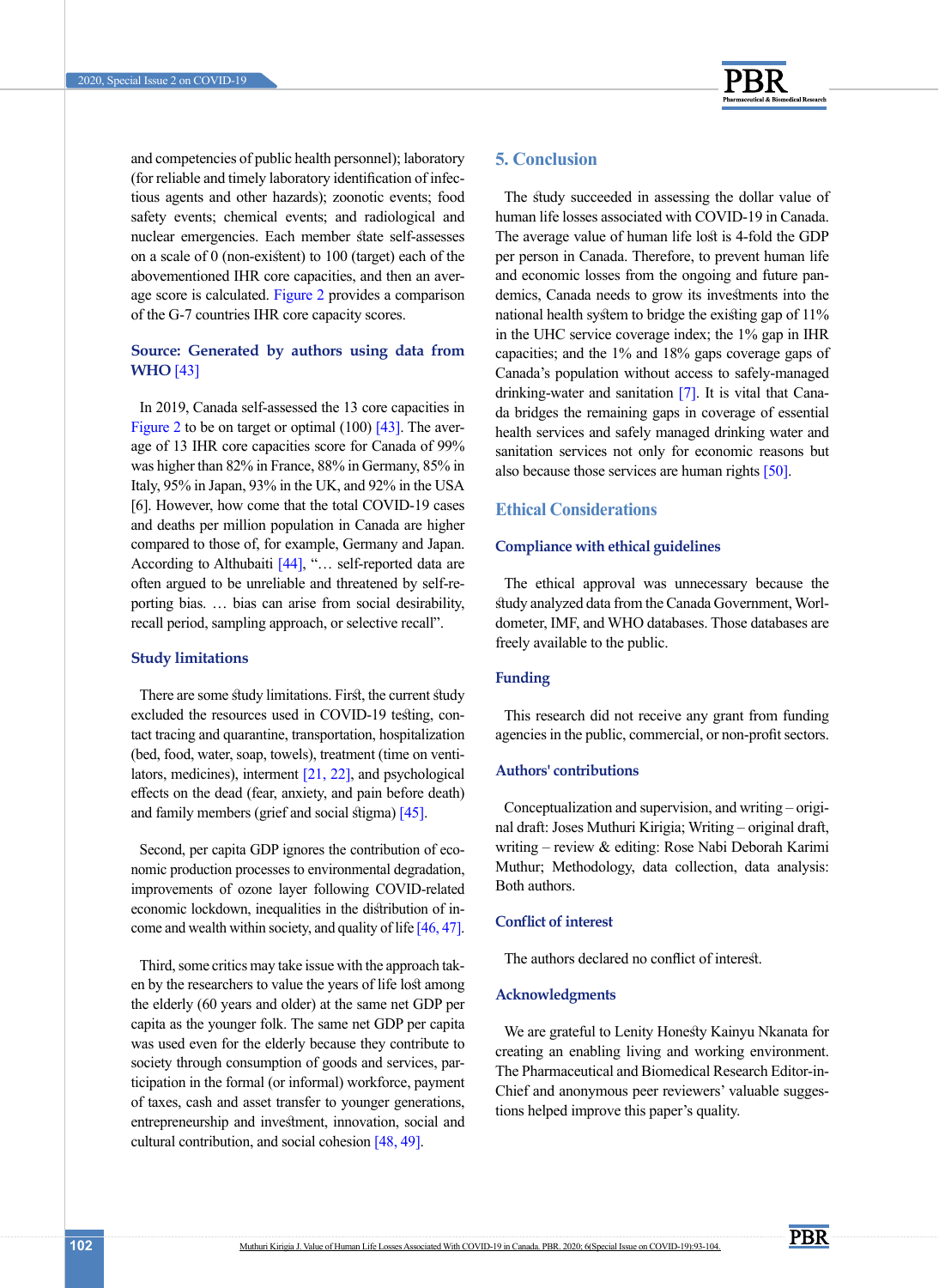and competencies of public health personnel); laboratory (for reliable and timely laboratory identification of infectious agents and other hazards); zoonotic events; food safety events; chemical events; and radiological and nuclear emergencies. Each member state self-assesses on a scale of 0 (non-existent) to 100 (target) each of the abovementioned IHR core capacities, and then an average score is calculated. Figure 2 provides a comparison of the G-7 countries IHR core capacity scores.

**Source: Generated by authors using data from WHO** [43]

In 2019, Canada self-assessed the 13 core capacities in Figure 2 to be on target or optimal (100) [43]. The average of 13 IHR core capacities score for Canada of 99% was higher than 82% in France, 88% in Germany, 85% in Italy, 95% in Japan, 93% in the UK, and 92% in the USA [6]. However, how come that the total COVID-19 cases and deaths per million population in Canada are higher compared to those of, for example, Germany and Japan. According to Althubaiti [44], "… self-reported data are often argued to be unreliable and threatened by self-reporting bias. … bias can arise from social desirability, recall period, sampling approach, or selective recall".

### Study limitations

There are some study limitations. First, the current study excluded the resources used in COVID-19 testing, contact tracing and quarantine, transportation, hospitalization (bed, food, water, soap, towels), treatment (time on ventilators, medicines), interment [21, 22], and psychological effects on the dead (fear, anxiety, and pain before death) and family members (grief and social stigma) [45].

Second, per capita GDP ignores the contribution of economic production processes to environmental degradation, improvements of ozone layer following COVID-related economic lockdown, inequalities in the distribution of income and wealth within society, and quality of life [46, 47].

Third, some critics may take issue with the approach taken by the researchers to value the years of life lost among the elderly (60 years and older) at the same net GDP per capita as the younger folk. The same net GDP per capita was used even for the elderly because they contribute to society through consumption of goods and services, participation in the formal (or informal) workforce, payment of taxes, cash and asset transfer to younger generations, entrepreneurship and investment, innovation, social and cultural contribution, and social cohesion [48, 49].

## 5. Conclusion

The study succeeded in assessing the dollar value of human life losses associated with COVID-19 in Canada. The average value of human life lost is 4-fold the GDP per person in Canada. Therefore, to prevent human life and economic losses from the ongoing and future pandemics, Canada needs to grow its investments into the national health system to bridge the existing gap of 11% in the UHC service coverage index; the 1% gap in IHR capacities; and the 1% and 18% gaps coverage gaps of Canada's population without access to safely-managed drinking-water and sanitation [7]. It is vital that Canada bridges the remaining gaps in coverage of essential health services and safely managed drinking water and sanitation services not only for economic reasons but also because those services are human rights [50].

## Ethical Considerations

### Compliance with ethical guidelines

The ethical approval was unnecessary because the study analyzed data from the Canada Government, Worldometer, IMF, and WHO databases. Those databases are freely available to the public.

### Funding

This research did not receive any grant from funding agencies in the public, commercial, or non-profit sectors.

### Authors' contributions

Conceptualization and supervision, and writing – original draft: Joses Muthuri Kirigia; Writing – original draft, writing – review & editing: Rose Nabi Deborah Karimi Muthur; Methodology, data collection, data analysis: Both authors.

### Conflict of interest

The authors declared no conflict of interest.

### Acknowledgments

We are grateful to Lenity Honesty Kainyu Nkanata for creating an enabling living and working environment. The Pharmaceutical and Biomedical Research Editor-in-Chief and anonymous peer reviewers' valuable suggestions helped improve this paper's quality.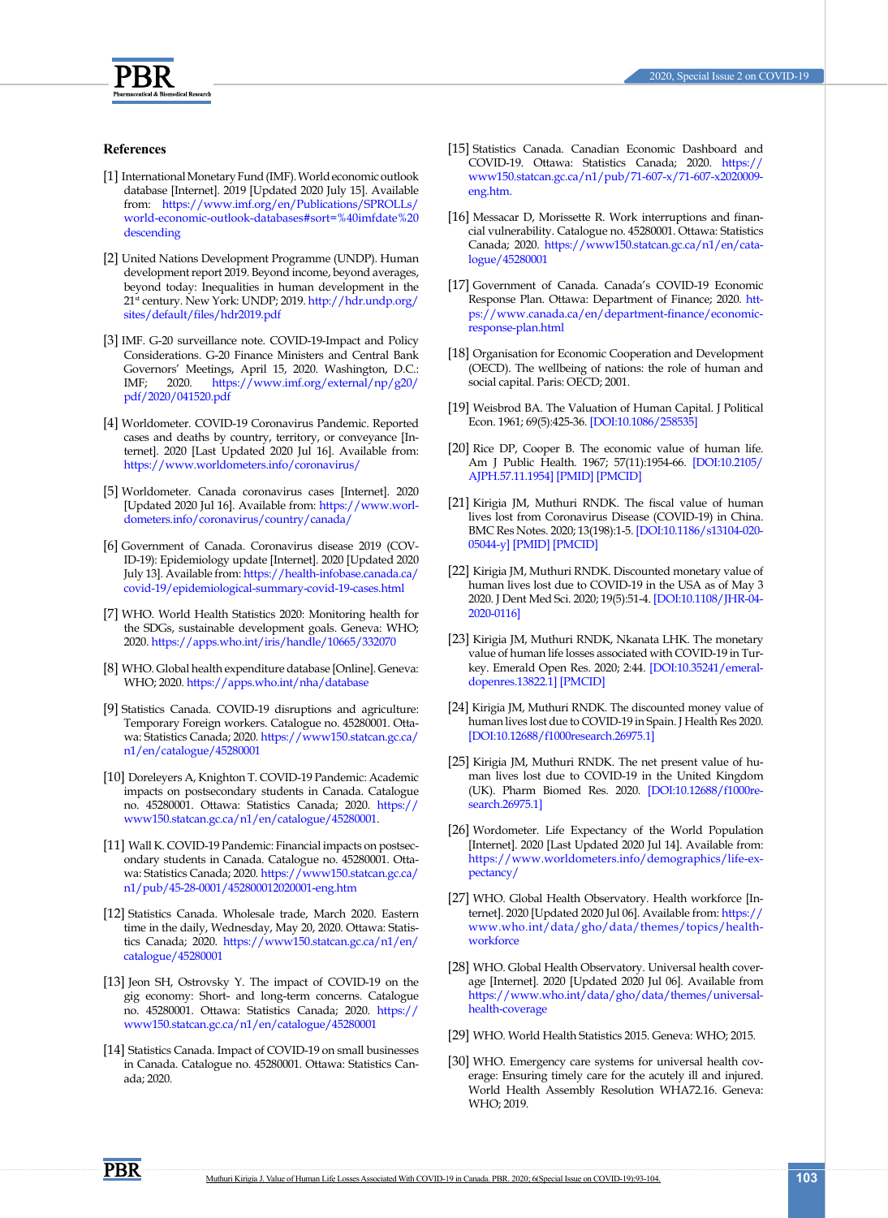## References

[1] International Monetary Fund (IMF). World economic outlook database [Internet]. 2019 [Updated 2020 July 15]. Available from: https://www.imf.org/en/Publications/SPROLLs/world-economic-outlook-databases#sort=%40imfdate%20descending

[2] United Nations Development Programme (UNDP). Human development report 2019. Beyond income, beyond averages, beyond today: Inequalities in human development in the 21st century. New York: UNDP; 2019. http://hdr.undp.org/sites/default/files/hdr2019.pdf

[3] IMF. G-20 surveillance note. COVID-19-Impact and Policy Considerations. G-20 Finance Ministers and Central Bank Governors' Meetings, April 15, 2020. Washington, D.C.: IMF; 2020. https://www.imf.org/external/np/g20/pdf/2020/041520.pdf

[4] Worldometer. COVID-19 Coronavirus Pandemic. Reported cases and deaths by country, territory, or conveyance [Internet]. 2020 [Last Updated 2020 Jul 16]. Available from: https://www.worldometers.info/coronavirus/

[5] Worldometer. Canada coronavirus cases [Internet]. 2020 [Updated 2020 Jul 16]. Available from: https://www.worldometers.info/coronavirus/country/canada/

[6] Government of Canada. Coronavirus disease 2019 (COVID-19): Epidemiology update [Internet]. 2020 [Updated 2020 July 13]. Available from: https://health-infobase.canada.ca/covid-19/epidemiological-summary-covid-19-cases.html

[7] WHO. World Health Statistics 2020: Monitoring health for the SDGs, sustainable development goals. Geneva: WHO; 2020. https://apps.who.int/iris/handle/10665/332070

[8] WHO. Global health expenditure database [Online]. Geneva: WHO; 2020. https://apps.who.int/nha/database

[9] Statistics Canada. COVID-19 disruptions and agriculture: Temporary Foreign workers. Catalogue no. 45280001. Ottawa: Statistics Canada; 2020. https://www150.statcan.gc.ca/n1/en/catalogue/45280001

[10] Doreleyers A, Knighton T. COVID-19 Pandemic: Academic impacts on postsecondary students in Canada. Catalogue no. 45280001. Ottawa: Statistics Canada; 2020. https://www150.statcan.gc.ca/n1/en/catalogue/45280001.

[11] Wall K. COVID-19 Pandemic: Financial impacts on postsecondary students in Canada. Catalogue no. 45280001. Ottawa: Statistics Canada; 2020. https://www150.statcan.gc.ca/n1/pub/45-28-0001/452800012020001-eng.htm

[12] Statistics Canada. Wholesale trade, March 2020. Eastern time in the daily, Wednesday, May 20, 2020. Ottawa: Statistics Canada; 2020. https://www150.statcan.gc.ca/n1/en/catalogue/45280001

[13] Jeon SH, Ostrovsky Y. The impact of COVID-19 on the gig economy: Short- and long-term concerns. Catalogue no. 45280001. Ottawa: Statistics Canada; 2020. https://www150.statcan.gc.ca/n1/en/catalogue/45280001

[14] Statistics Canada. Impact of COVID-19 on small businesses in Canada. Catalogue no. 45280001. Ottawa: Statistics Canada; 2020.

[15] Statistics Canada. Canadian Economic Dashboard and COVID-19. Ottawa: Statistics Canada; 2020. https://www150.statcan.gc.ca/n1/pub/71-607-x/71-607-x2020009-eng.htm.

[16] Messacar D, Morissette R. Work interruptions and financial vulnerability. Catalogue no. 45280001. Ottawa: Statistics Canada; 2020. https://www150.statcan.gc.ca/n1/en/catalogue/45280001

[17] Government of Canada. Canada's COVID-19 Economic Response Plan. Ottawa: Department of Finance; 2020. https://www.canada.ca/en/department-finance/economic-response-plan.html

[18] Organisation for Economic Cooperation and Development (OECD). The wellbeing of nations: the role of human and social capital. Paris: OECD; 2001.

[19] Weisbrod BA. The Valuation of Human Capital. J Political Econ. 1961; 69(5):425-36. [DOI:10.1086/258535]

[20] Rice DP, Cooper B. The economic value of human life. Am J Public Health. 1967; 57(11):1954-66. [DOI:10.2105/AJPH.57.11.1954] [PMID] [PMCID]

[21] Kirigia JM, Muthuri RNDK. The fiscal value of human lives lost from Coronavirus Disease (COVID-19) in China. BMC Res Notes. 2020; 13(198):1-5. [DOI:10.1186/s13104-020-05044-y] [PMID] [PMCID]

[22] Kirigia JM, Muthuri RNDK. Discounted monetary value of human lives lost due to COVID-19 in the USA as of May 3 2020. J Dent Med Sci. 2020; 19(5):51-4. [DOI:10.1108/JHR-04-2020-0116]

[23] Kirigia JM, Muthuri RNDK, Nkanata LHK. The monetary value of human life losses associated with COVID-19 in Turkey. Emerald Open Res. 2020; 2:44. [DOI:10.35241/emeraldopenres.13822.1] [PMCID]

[24] Kirigia JM, Muthuri RNDK. The discounted money value of human lives lost due to COVID-19 in Spain. J Health Res 2020. [DOI:10.12688/f1000research.26975.1]

[25] Kirigia JM, Muthuri RNDK. The net present value of human lives lost due to COVID-19 in the United Kingdom (UK). Pharm Biomed Res. 2020. [DOI:10.12688/f1000research.26975.1]

[26] Wordometer. Life Expectancy of the World Population [Internet]. 2020 [Last Updated 2020 Jul 14]. Available from: https://www.worldometers.info/demographics/life-expectancy/

[27] WHO. Global Health Observatory. Health workforce [Internet]. 2020 [Updated 2020 Jul 06]. Available from: https://www.who.int/data/gho/data/themes/topics/health-workforce

[28] WHO. Global Health Observatory. Universal health coverage [Internet]. 2020 [Updated 2020 Jul 06]. Available from https://www.who.int/data/gho/data/themes/universal-health-coverage

[29] WHO. World Health Statistics 2015. Geneva: WHO; 2015.

[30] WHO. Emergency care systems for universal health coverage: Ensuring timely care for the acutely ill and injured. World Health Assembly Resolution WHA72.16. Geneva: WHO; 2019.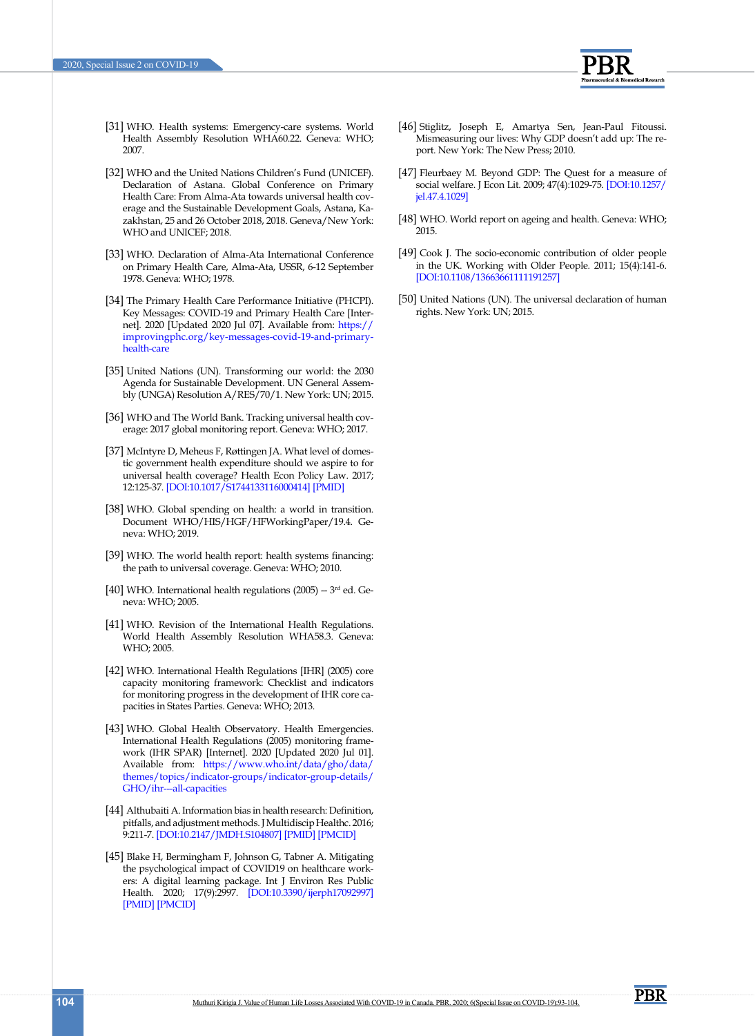[31] WHO. Health systems: Emergency-care systems. World Health Assembly Resolution WHA60.22. Geneva: WHO; 2007.

[32] WHO and the United Nations Children's Fund (UNICEF). Declaration of Astana. Global Conference on Primary Health Care: From Alma-Ata towards universal health coverage and the Sustainable Development Goals, Astana, Kazakhstan, 25 and 26 October 2018, 2018. Geneva/New York: WHO and UNICEF; 2018.

[33] WHO. Declaration of Alma-Ata International Conference on Primary Health Care, Alma-Ata, USSR, 6-12 September 1978. Geneva: WHO; 1978.

[34] The Primary Health Care Performance Initiative (PHCPI). Key Messages: COVID-19 and Primary Health Care [Internet]. 2020 [Updated 2020 Jul 07]. Available from: https://improvingphc.org/key-messages-covid-19-and-primary-health-care

[35] United Nations (UN). Transforming our world: the 2030 Agenda for Sustainable Development. UN General Assembly (UNGA) Resolution A/RES/70/1. New York: UN; 2015.

[36] WHO and The World Bank. Tracking universal health coverage: 2017 global monitoring report. Geneva: WHO; 2017.

[37] McIntyre D, Meheus F, Røttingen JA. What level of domestic government health expenditure should we aspire to for universal health coverage? Health Econ Policy Law. 2017; 12:125-37. [DOI:10.1017/S1744133116000414] [PMID]

[38] WHO. Global spending on health: a world in transition. Document WHO/HIS/HGF/HFWorkingPaper/19.4. Geneva: WHO; 2019.

[39] WHO. The world health report: health systems financing: the path to universal coverage. Geneva: WHO; 2010.

[40] WHO. International health regulations (2005) -- 3rd ed. Geneva: WHO; 2005.

[41] WHO. Revision of the International Health Regulations. World Health Assembly Resolution WHA58.3. Geneva: WHO; 2005.

[42] WHO. International Health Regulations [IHR] (2005) core capacity monitoring framework: Checklist and indicators for monitoring progress in the development of IHR core capacities in States Parties. Geneva: WHO; 2013.

[43] WHO. Global Health Observatory. Health Emergencies. International Health Regulations (2005) monitoring framework (IHR SPAR) [Internet]. 2020 [Updated 2020 Jul 01]. Available from: https://www.who.int/data/gho/data/themes/topics/indicator-groups/indicator-group-details/GHO/ihr---all-capacities

[44] Althubaiti A. Information bias in health research: Definition, pitfalls, and adjustment methods. J Multidiscip Healthc. 2016; 9:211-7. [DOI:10.2147/JMDH.S104807] [PMID] [PMCID]

[45] Blake H, Bermingham F, Johnson G, Tabner A. Mitigating the psychological impact of COVID19 on healthcare workers: A digital learning package. Int J Environ Res Public Health. 2020; 17(9):2997. [DOI:10.3390/ijerph17092997] [PMID] [PMCID]

[46] Stiglitz, Joseph E, Amartya Sen, Jean-Paul Fitoussi. Mismeasuring our lives: Why GDP doesn't add up: The report. New York: The New Press; 2010.

[47] Fleurbaey M. Beyond GDP: The Quest for a measure of social welfare. J Econ Lit. 2009; 47(4):1029-75. [DOI:10.1257/jel.47.4.1029]

[48] WHO. World report on ageing and health. Geneva: WHO; 2015.

[49] Cook J. The socio-economic contribution of older people in the UK. Working with Older People. 2011; 15(4):141-6. [DOI:10.1108/13663661111191257]

[50] United Nations (UN). The universal declaration of human rights. New York: UN; 2015.